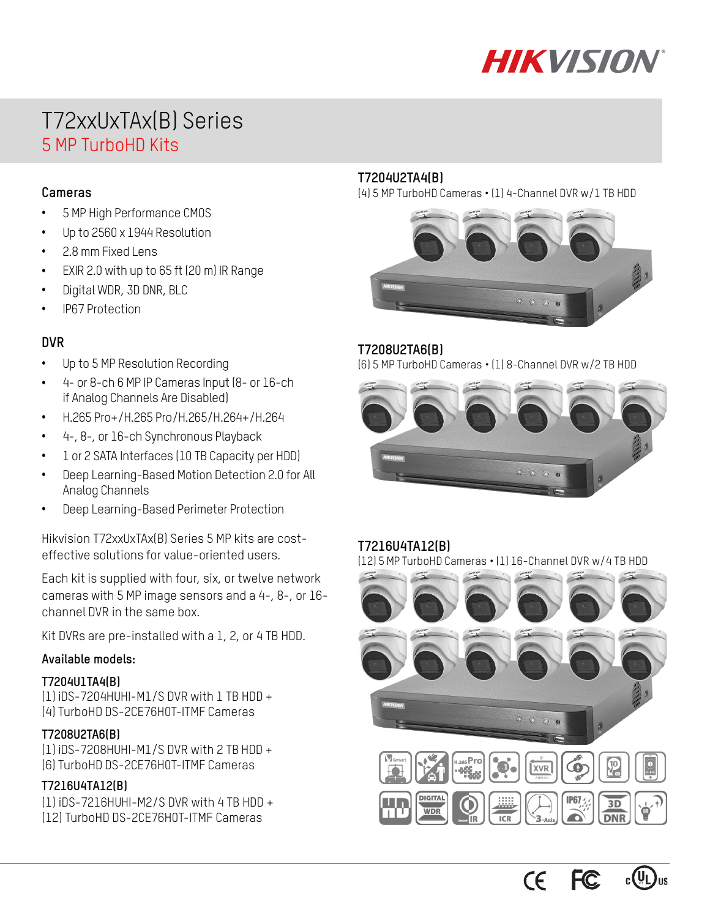# T72xxUxTAx(B) Series

## 5 MP TurboHD Kits

### Cameras

- 5 MP High Performance CMOS
- Up to 2560 x 1944 Resolution
- 2.8 mm Fixed Lens
- EXIR 2.0 with up to 65 ft (20 m) IR Range
- Digital WDR, 3D DNR, BLC
- IP67 Protection

### DVR

- Up to 5 MP Resolution Recording
- 4- or 8-ch 6 MP IP Cameras Input (8- or 16-ch if Analog Channels Are Disabled)
- H.265 Pro+/H.265 Pro/H.265/H.264+/H.264
- 4-, 8-, or 16-ch Synchronous Playback
- 1 or 2 SATA Interfaces (10 TB Capacity per HDD)
- Deep Learning-Based Motion Detection 2.0 for All Analog Channels
- Deep Learning-Based Perimeter Protection

Hikvision T72xxUxTAx(B) Series 5 MP kits are cost-effective solutions for value-oriented users.

Each kit is supplied with four, six, or twelve network cameras with 5 MP image sensors and a 4-, 8-, or 16-channel DVR in the same box.

Kit DVRs are pre-installed with a 1, 2, or 4 TB HDD.

**Available models:**

**T7204U1TA4(B)**
(1) iDS-7204HUHI-M1/S DVR with 1 TB HDD +
(4) TurboHD DS-2CE76H0T-ITMF Cameras

**T7208U2TA6(B)**
(1) iDS-7208HUHI-M1/S DVR with 2 TB HDD +
(6) TurboHD DS-2CE76H0T-ITMF Cameras

**T7216U4TA12(B)**
(1) iDS-7216HUHI-M2/S DVR with 4 TB HDD +
(12) TurboHD DS-2CE76H0T-ITMF Cameras

### T7204U2TA4(B)

(4) 5 MP TurboHD Cameras • (1) 4-Channel DVR w/1 TB HDD

### T7208U2TA6(B)

(6) 5 MP TurboHD Cameras • (1) 8-Channel DVR w/2 TB HDD

### T7216U4TA12(B)

(12) 5 MP TurboHD Cameras • (1) 16-Channel DVR w/4 TB HDD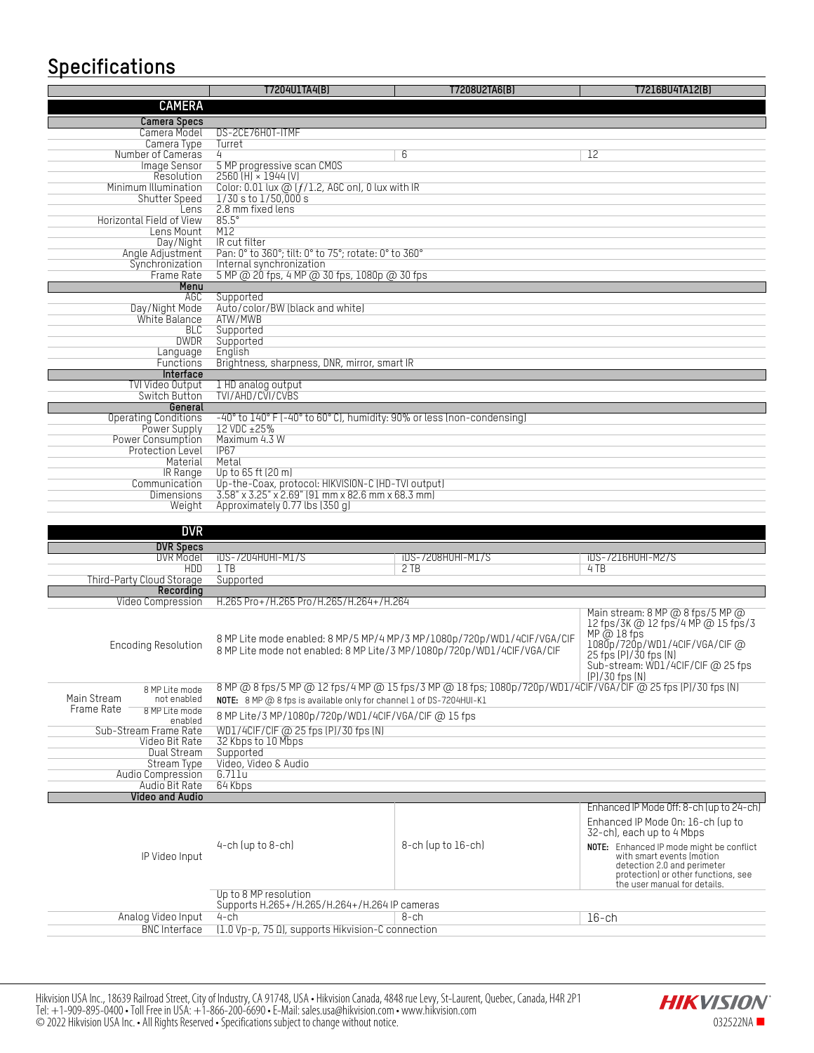## Specifications

| | T7204U1TA4(B) | T7208U2TA6(B) | T7216BU4TA12(B) |
|---|---|---|---|
| **CAMERA** | | | |
| **Camera Specs** | | | |
| Camera Model | DS-2CE76H0T-ITMF | | |
| Camera Type | Turret | | |
| Number of Cameras | 4 | 6 | 12 |
| Image Sensor | 5 MP progressive scan CMOS | | |
| Resolution | 2560 (H) × 1944 (V) | | |
| Minimum Illumination | Color: 0.01 lux @ (ƒ/1.2, AGC on), 0 lux with IR | | |
| Shutter Speed | 1/30 s to 1/50,000 s | | |
| Lens | 2.8 mm fixed lens | | |
| Horizontal Field of View | 85.5° | | |
| Lens Mount | M12 | | |
| Day/Night | IR cut filter | | |
| Angle Adjustment | Pan: 0° to 360°; tilt: 0° to 75°; rotate: 0° to 360° | | |
| Synchronization | Internal synchronization | | |
| Frame Rate | 5 MP @ 20 fps, 4 MP @ 30 fps, 1080p @ 30 fps | | |
| **Menu** | | | |
| AGC | Supported | | |
| Day/Night Mode | Auto/color/BW (black and white) | | |
| White Balance | ATW/MWB | | |
| BLC | Supported | | |
| DWDR | Supported | | |
| Language | English | | |
| Functions | Brightness, sharpness, DNR, mirror, smart IR | | |
| **Interface** | | | |
| TVI Video Output | 1 HD analog output | | |
| Switch Button | TVI/AHD/CVI/CVBS | | |
| **General** | | | |
| Operating Conditions | -40° to 140° F (-40° to 60° C), humidity: 90% or less (non-condensing) | | |
| Power Supply | 12 VDC ±25% | | |
| Power Consumption | Maximum 4.3 W | | |
| Protection Level | IP67 | | |
| Material | Metal | | |
| IR Range | Up to 65 ft (20 m) | | |
| Communication | Up-the-Coax, protocol: HIKVISION-C (HD-TVI output) | | |
| Dimensions | 3.58" x 3.25" x 2.69" (91 mm x 82.6 mm x 68.3 mm) | | |
| Weight | Approximately 0.77 lbs (350 g) | | |

| | T7204U1TA4(B) | T7208U2TA6(B) | T7216BU4TA12(B) |
|---|---|---|---|
| **DVR** | | | |
| **DVR Specs** | | | |
| DVR Model | iDS-7204HUHI-M1/S | iDS-7208HUHI-M1/S | iDS-7216HUHI-M2/S |
| HDD | 1 TB | 2 TB | 4 TB |
| Third-Party Cloud Storage | Supported | | |
| **Recording** | | | |
| Video Compression | H.265 Pro+/H.265 Pro/H.265/H.264+/H.264 | | |
| Encoding Resolution | 8 MP Lite mode enabled: 8 MP/5 MP/4 MP/3 MP/1080p/720p/WD1/4CIF/VGA/CIF<br>8 MP Lite mode not enabled: 8 MP Lite/3 MP/1080p/720p/WD1/4CIF/VGA/CIF | | Main stream: 8 MP @ 8 fps/5 MP @ 12 fps/3K @ 12 fps/4 MP @ 15 fps/3 MP @ 18 fps<br>1080p/720p/WD1/4CIF/VGA/CIF @ 25 fps (P)/30 fps (N)<br>Sub-stream: WD1/4CIF/CIF @ 25 fps (P)/30 fps (N) |
| Main Stream Frame Rate – 8 MP Lite mode not enabled | 8 MP @ 8 fps/5 MP @ 12 fps/4 MP @ 15 fps/3 MP @ 18 fps; 1080p/720p/WD1/4CIF/VGA/CIF @ 25 fps (P)/30 fps (N)<br>**NOTE:** 8 MP @ 8 fps is available only for channel 1 of DS-7204HUI-K1 | | |
| Main Stream Frame Rate – 8 MP Lite mode enabled | 8 MP Lite/3 MP/1080p/720p/WD1/4CIF/VGA/CIF @ 15 fps | | |
| Sub-Stream Frame Rate | WD1/4CIF/CIF @ 25 fps (P)/30 fps (N) | | |
| Video Bit Rate | 32 Kbps to 10 Mbps | | |
| Dual Stream | Supported | | |
| Stream Type | Video, Video & Audio | | |
| Audio Compression | G.711u | | |
| Audio Bit Rate | 64 Kbps | | |
| **Video and Audio** | | | |
| IP Video Input | 4-ch (up to 8-ch)<br>Up to 8 MP resolution<br>Supports H.265+/H.265/H.264+/H.264 IP cameras | 8-ch (up to 16-ch) | Enhanced IP Mode Off: 8-ch (up to 24-ch)<br>Enhanced IP Mode On: 16-ch (up to 32-ch), each up to 4 Mbps<br>**NOTE:** Enhanced IP mode might be conflict with smart events (motion detection 2.0 and perimeter protection) or other functions, see the user manual for details. |
| Analog Video Input | 4-ch | 8-ch | 16-ch |
| BNC Interface | (1.0 Vp-p, 75 Ω), supports Hikvision-C connection | | |

Hikvision USA Inc., 18639 Railroad Street, City of Industry, CA 91748, USA • Hikvision Canada, 4848 rue Levy, St-Laurent, Quebec, Canada, H4R 2P1
Tel: +1-909-895-0400 • Toll Free in USA: +1-866-200-6690 • E-Mail: sales.usa@hikvision.com • www.hikvision.com
© 2022 Hikvision USA Inc. • All Rights Reserved • Specifications subject to change without notice.

032522NA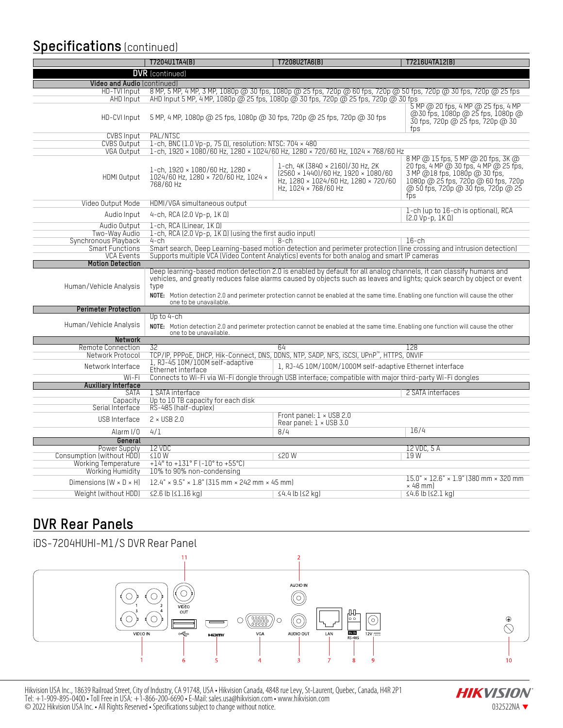## Specifications (continued)

| | T7204U1TA4(B) | T7208U2TA6(B) | T7216U4TA12(B) |
|---|---|---|---|
| **DVR** (continued) | | | |
| **Video and Audio** (continued) | | | |
| HD-TVI Input | 8 MP, 5 MP, 4 MP, 3 MP, 1080p @ 30 fps, 1080p @ 25 fps, 720p @ 60 fps, 720p @ 50 fps, 720p @ 30 fps, 720p @ 25 fps | | |
| AHD Input | AHD Input 5 MP, 4 MP, 1080p @ 25 fps, 1080p @ 30 fps, 720p @ 25 fps, 720p @ 30 fps | | |
| HD-CVI Input | 5 MP, 4 MP, 1080p @ 25 fps, 1080p @ 30 fps, 720p @ 25 fps, 720p @ 30 fps | | 5 MP @ 20 fps, 4 MP @30 fps, 1080p @ 25 fps, 1080p @ 30 fps, 720p @ 25 fps, 720p @ 30 fps |
| CVBS Input | PAL/NTSC | | |
| CVBS Output | 1-ch, BNC (1.0 Vp-p, 75 Ω), resolution: NTSC: 704 × 480 | | |
| VGA Output | 1-ch, 1920 × 1080/60 Hz, 1280 × 1024/60 Hz, 1280 × 720/60 Hz, 1024 × 768/60 Hz | | |
| HDMI Output | 1-ch, 1920 × 1080/60 Hz, 1280 × 1024/60 Hz, 1280 × 720/60 Hz, 1024 × 768/60 Hz | 1-ch, 4K (3840 × 2160)/30 Hz, 2K (2560 × 1440)/60 Hz, 1920 × 1080/60 Hz, 1280 × 1024/60 Hz, 1280 × 720/60 Hz, 1024 × 768/60 Hz | 8 MP @ 15 fps, 5 MP @ 20 fps, 3K @ 20 fps, 4 MP @ 30 fps, 4 MP @ 25 fps, 3 MP @18 fps, 1080p @ 30 fps, 1080p @ 25 fps, 720p @ 60 fps, 720p @ 50 fps, 720p @ 30 fps, 720p @ 25 fps |
| Video Output Mode | HDMI/VGA simultaneous output | | |
| Audio Input | 4-ch, RCA (2.0 Vp-p, 1K Ω) | | 1-ch (up to 16-ch is optional), RCA (2.0 Vp-p, 1K Ω) |
| Audio Output | 1-ch, RCA (Linear, 1K Ω) | | |
| Two-Way Audio | 1-ch, RCA (2.0 Vp-p, 1K Ω) (using the first audio input) | | |
| Synchronous Playback | 4-ch | 8-ch | 16-ch |
| Smart Functions | Smart search, Deep Learning-based motion detection and perimeter protection (line crossing and intrusion detection) | | |
| VCA Events | Supports multiple VCA (Video Content Analytics) events for both analog and smart IP cameras | | |
| **Motion Detection** | | | |
| Human/Vehicle Analysis | Deep learning-based motion detection 2.0 is enabled by default for all analog channels, it can classify humans and vehicles, and greatly reduces false alarms caused by objects such as leaves and lights; quick search by object or event type<br>**NOTE:** Motion detection 2.0 and perimeter protection cannot be enabled at the same time. Enabling one function will cause the other one to be unavailable. | | |
| **Perimeter Protection** | | | |
| Human/Vehicle Analysis | Up to 4-ch<br>**NOTE:** Motion detection 2.0 and perimeter protection cannot be enabled at the same time. Enabling one function will cause the other one to be unavailable. | | |
| **Network** | | | |
| Remote Connection | 32 | 64 | 128 |
| Network Protocol | TCP/IP, PPPoE, DHCP, Hik-Connect, DNS, DDNS, NTP, SADP, NFS, iSCSI, UPnP™, HTTPS, ONVIF | | |
| Network Interface | 1, RJ-45 10M/100M self-adaptive Ethernet interface | 1, RJ-45 10M/100M/1000M self-adaptive Ethernet interface | |
| Wi-Fi | Connects to Wi-Fi via Wi-Fi dongle through USB interface; compatible with major third-party Wi-Fi dongles | | |
| **Auxiliary Interface** | | | |
| SATA | 1 SATA interface | | 2 SATA interfaces |
| Capacity | Up to 10 TB capacity for each disk | | |
| Serial Interface | RS-485 (half-duplex) | | |
| USB Interface | 2 × USB 2.0 | Front panel: 1 × USB 2.0<br>Rear panel: 1 × USB 3.0 | |
| Alarm I/O | 4/1 | 8/4 | 16/4 |
| **General** | | | |
| Power Supply | 12 VDC | | 12 VDC, 5 A |
| Consumption (without HDD) | ≤10 W | ≤20 W | 19 W |
| Working Temperature | +14° to +131° F (-10° to +55°C) | | |
| Working Humidity | 10% to 90% non-condensing | | |
| Dimensions (W × D × H) | 12.4" × 9.5" × 1.8" (315 mm × 242 mm × 45 mm) | | 15.0" × 12.6" × 1.9" (380 mm × 320 mm × 48 mm) |
| Weight (without HDD) | ≤2.6 lb (≤1.16 kg) | ≤4.4 lb (≤2 kg) | ≤4.6 lb (≤2.1 kg) |

## DVR Rear Panels

### iDS-7204HUHI-M1/S DVR Rear Panel

VIDEO IN, VIDEO OUT, AUDIO IN, VGA, AUDIO OUT, LAN, RS-485, 12V

1 2 3 4 5 6 7 8 9 10 11

Hikvision USA Inc., 18639 Railroad Street, City of Industry, CA 91748, USA • Hikvision Canada, 4848 rue Levy, St-Laurent, Quebec, Canada, H4R 2P1
Tel: +1-909-895-0400 • Toll Free in USA: +1-866-200-6690 • E-Mail: sales.usa@hikvision.com • www.hikvision.com
© 2022 Hikvision USA Inc. • All Rights Reserved • Specifications subject to change without notice.

HIKVISION
032522NA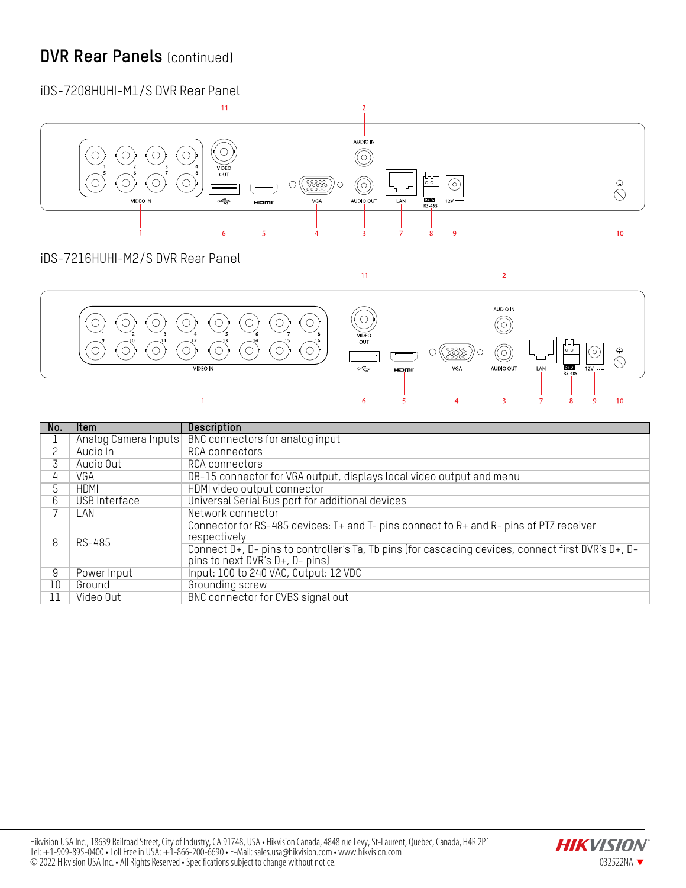## DVR Rear Panels (continued)

### iDS-7208HUHI-M1/S DVR Rear Panel

### iDS-7216HUHI-M2/S DVR Rear Panel

| No. | Item | Description |
|---|---|---|
| 1 | Analog Camera Inputs | BNC connectors for analog input |
| 2 | Audio In | RCA connectors |
| 3 | Audio Out | RCA connectors |
| 4 | VGA | DB-15 connector for VGA output, displays local video output and menu |
| 5 | HDMI | HDMI video output connector |
| 6 | USB Interface | Universal Serial Bus port for additional devices |
| 7 | LAN | Network connector |
| 8 | RS-485 | Connector for RS-485 devices: T+ and T- pins connect to R+ and R- pins of PTZ receiver respectively |
| | | Connect D+, D- pins to controller's Ta, Tb pins (for cascading devices, connect first DVR's D+, D- pins to next DVR's D+, D- pins) |
| 9 | Power Input | Input: 100 to 240 VAC, Output: 12 VDC |
| 10 | Ground | Grounding screw |
| 11 | Video Out | BNC connector for CVBS signal out |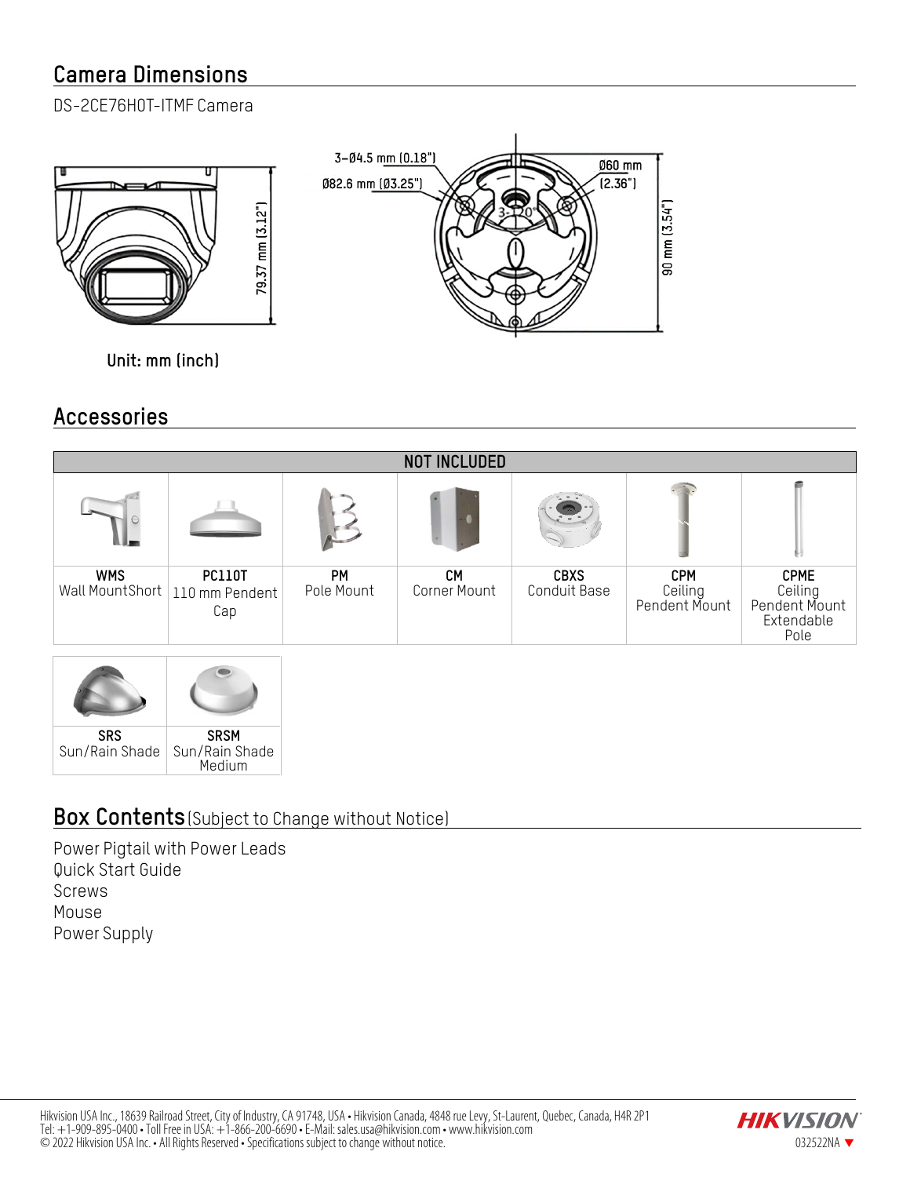## Camera Dimensions

DS-2CE76H0T-ITMF Camera

79.37 mm (3.12")

3–Ø4.5 mm (0.18")

Ø82.6 mm (Ø3.25")

Ø60 mm (2.36")

3-120°

90 mm (3.54")

**Unit: mm (inch)**

## Accessories

| NOT INCLUDED | | | | | | |
|---|---|---|---|---|---|---|
| **WMS** Wall MountShort | **PC110T** 110 mm Pendent Cap | **PM** Pole Mount | **CM** Corner Mount | **CBXS** Conduit Base | **CPM** Ceiling Pendent Mount | **CPME** Ceiling Pendent Mount Extendable Pole |

| | |
|---|---|
| **SRS** Sun/Rain Shade | **SRSM** Sun/Rain Shade Medium |

## Box Contents (Subject to Change without Notice)

Power Pigtail with Power Leads
Quick Start Guide
Screws
Mouse
Power Supply